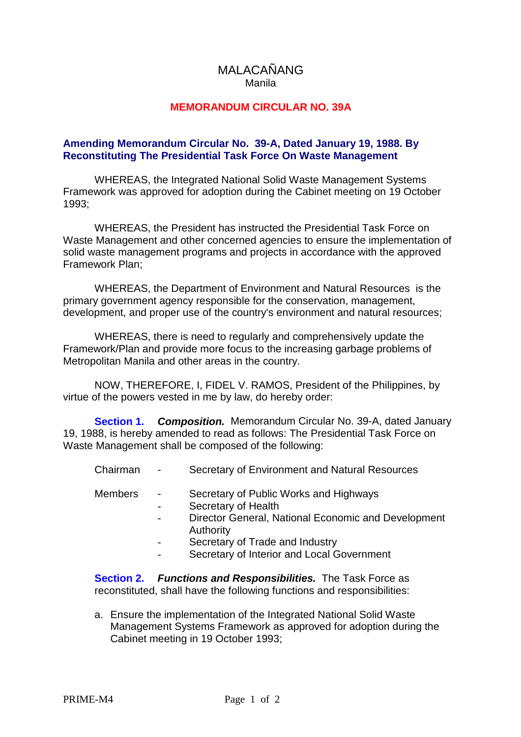# MALACAÑANG
Manila

## MEMORANDUM CIRCULAR NO. 39A

### Amending Memorandum Circular No. 39-A, Dated January 19, 1988. By Reconstituting The Presidential Task Force On Waste Management

WHEREAS, the Integrated National Solid Waste Management Systems Framework was approved for adoption during the Cabinet meeting on 19 October 1993;

WHEREAS, the President has instructed the Presidential Task Force on Waste Management and other concerned agencies to ensure the implementation of solid waste management programs and projects in accordance with the approved Framework Plan;

WHEREAS, the Department of Environment and Natural Resources is the primary government agency responsible for the conservation, management, development, and proper use of the country's environment and natural resources;

WHEREAS, there is need to regularly and comprehensively update the Framework/Plan and provide more focus to the increasing garbage problems of Metropolitan Manila and other areas in the country.

NOW, THEREFORE, I, FIDEL V. RAMOS, President of the Philippines, by virtue of the powers vested in me by law, do hereby order:

**Section 1.** ***Composition.*** Memorandum Circular No. 39-A, dated January 19, 1988, is hereby amended to read as follows: The Presidential Task Force on Waste Management shall be composed of the following:

Chairman - Secretary of Environment and Natural Resources

Members
- Secretary of Public Works and Highways
- Secretary of Health
- Director General, National Economic and Development Authority
- Secretary of Trade and Industry
- Secretary of Interior and Local Government

**Section 2.** ***Functions and Responsibilities.*** The Task Force as reconstituted, shall have the following functions and responsibilities:

a. Ensure the implementation of the Integrated National Solid Waste Management Systems Framework as approved for adoption during the Cabinet meeting in 19 October 1993;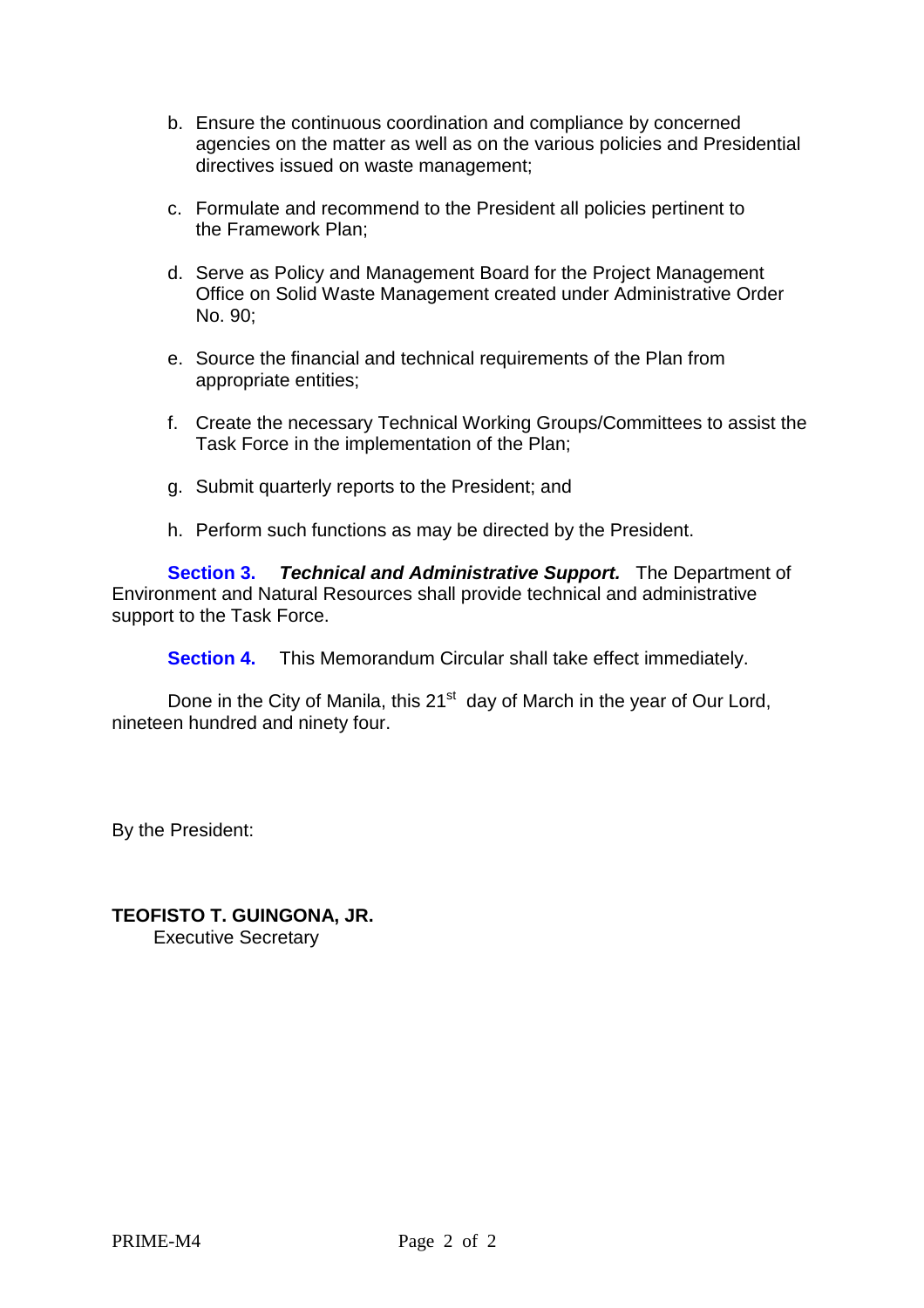b. Ensure the continuous coordination and compliance by concerned agencies on the matter as well as on the various policies and Presidential directives issued on waste management;

c. Formulate and recommend to the President all policies pertinent to the Framework Plan;

d. Serve as Policy and Management Board for the Project Management Office on Solid Waste Management created under Administrative Order No. 90;

e. Source the financial and technical requirements of the Plan from appropriate entities;

f. Create the necessary Technical Working Groups/Committees to assist the Task Force in the implementation of the Plan;

g. Submit quarterly reports to the President; and

h. Perform such functions as may be directed by the President.

**Section 3.** ***Technical and Administrative Support.*** The Department of Environment and Natural Resources shall provide technical and administrative support to the Task Force.

**Section 4.** This Memorandum Circular shall take effect immediately.

Done in the City of Manila, this 21st day of March in the year of Our Lord, nineteen hundred and ninety four.

By the President:

**TEOFISTO T. GUINGONA, JR.**
Executive Secretary